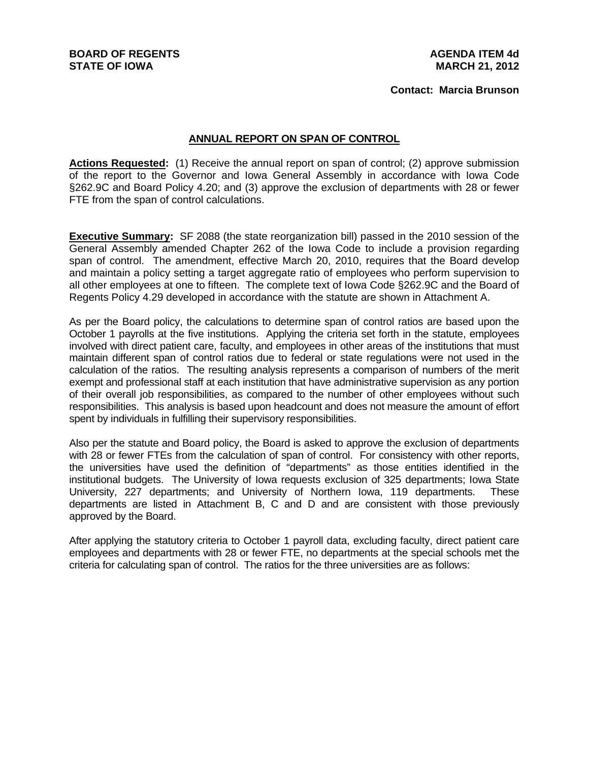**BOARD OF REGENTS**
**STATE OF IOWA**

**AGENDA ITEM 4d**
**MARCH 21, 2012**

**Contact: Marcia Brunson**

## ANNUAL REPORT ON SPAN OF CONTROL

**Actions Requested:** (1) Receive the annual report on span of control; (2) approve submission of the report to the Governor and Iowa General Assembly in accordance with Iowa Code §262.9C and Board Policy 4.20; and (3) approve the exclusion of departments with 28 or fewer FTE from the span of control calculations.

**Executive Summary:** SF 2088 (the state reorganization bill) passed in the 2010 session of the General Assembly amended Chapter 262 of the Iowa Code to include a provision regarding span of control. The amendment, effective March 20, 2010, requires that the Board develop and maintain a policy setting a target aggregate ratio of employees who perform supervision to all other employees at one to fifteen. The complete text of Iowa Code §262.9C and the Board of Regents Policy 4.29 developed in accordance with the statute are shown in Attachment A.

As per the Board policy, the calculations to determine span of control ratios are based upon the October 1 payrolls at the five institutions. Applying the criteria set forth in the statute, employees involved with direct patient care, faculty, and employees in other areas of the institutions that must maintain different span of control ratios due to federal or state regulations were not used in the calculation of the ratios. The resulting analysis represents a comparison of numbers of the merit exempt and professional staff at each institution that have administrative supervision as any portion of their overall job responsibilities, as compared to the number of other employees without such responsibilities. This analysis is based upon headcount and does not measure the amount of effort spent by individuals in fulfilling their supervisory responsibilities.

Also per the statute and Board policy, the Board is asked to approve the exclusion of departments with 28 or fewer FTEs from the calculation of span of control. For consistency with other reports, the universities have used the definition of "departments" as those entities identified in the institutional budgets. The University of Iowa requests exclusion of 325 departments; Iowa State University, 227 departments; and University of Northern Iowa, 119 departments. These departments are listed in Attachment B, C and D and are consistent with those previously approved by the Board.

After applying the statutory criteria to October 1 payroll data, excluding faculty, direct patient care employees and departments with 28 or fewer FTE, no departments at the special schools met the criteria for calculating span of control. The ratios for the three universities are as follows: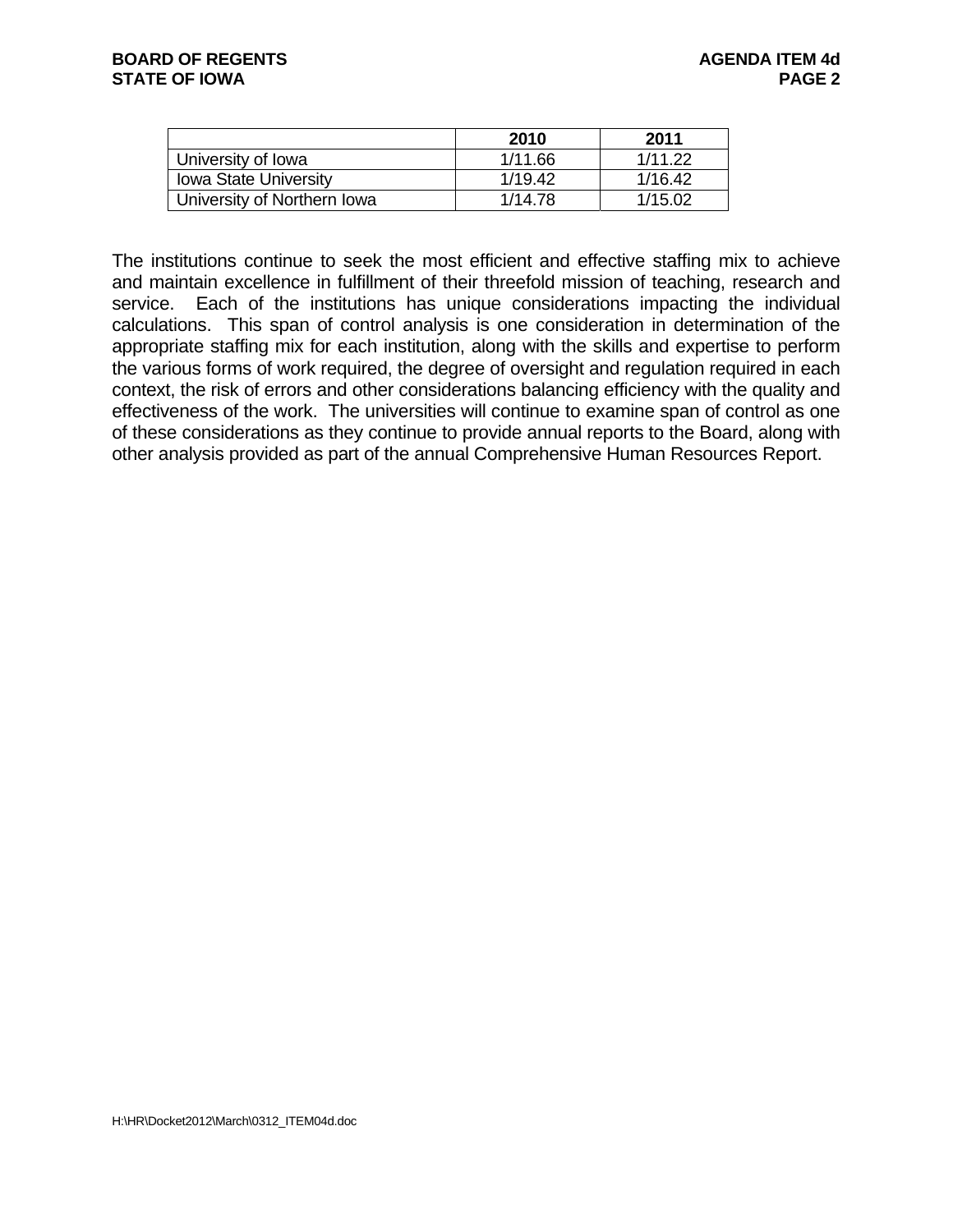| | 2010 | 2011 |
|---|---|---|
| University of Iowa | 1/11.66 | 1/11.22 |
| Iowa State University | 1/19.42 | 1/16.42 |
| University of Northern Iowa | 1/14.78 | 1/15.02 |

The institutions continue to seek the most efficient and effective staffing mix to achieve and maintain excellence in fulfillment of their threefold mission of teaching, research and service. Each of the institutions has unique considerations impacting the individual calculations. This span of control analysis is one consideration in determination of the appropriate staffing mix for each institution, along with the skills and expertise to perform the various forms of work required, the degree of oversight and regulation required in each context, the risk of errors and other considerations balancing efficiency with the quality and effectiveness of the work. The universities will continue to examine span of control as one of these considerations as they continue to provide annual reports to the Board, along with other analysis provided as part of the annual Comprehensive Human Resources Report.

H:\HR\Docket2012\March\0312_ITEM04d.doc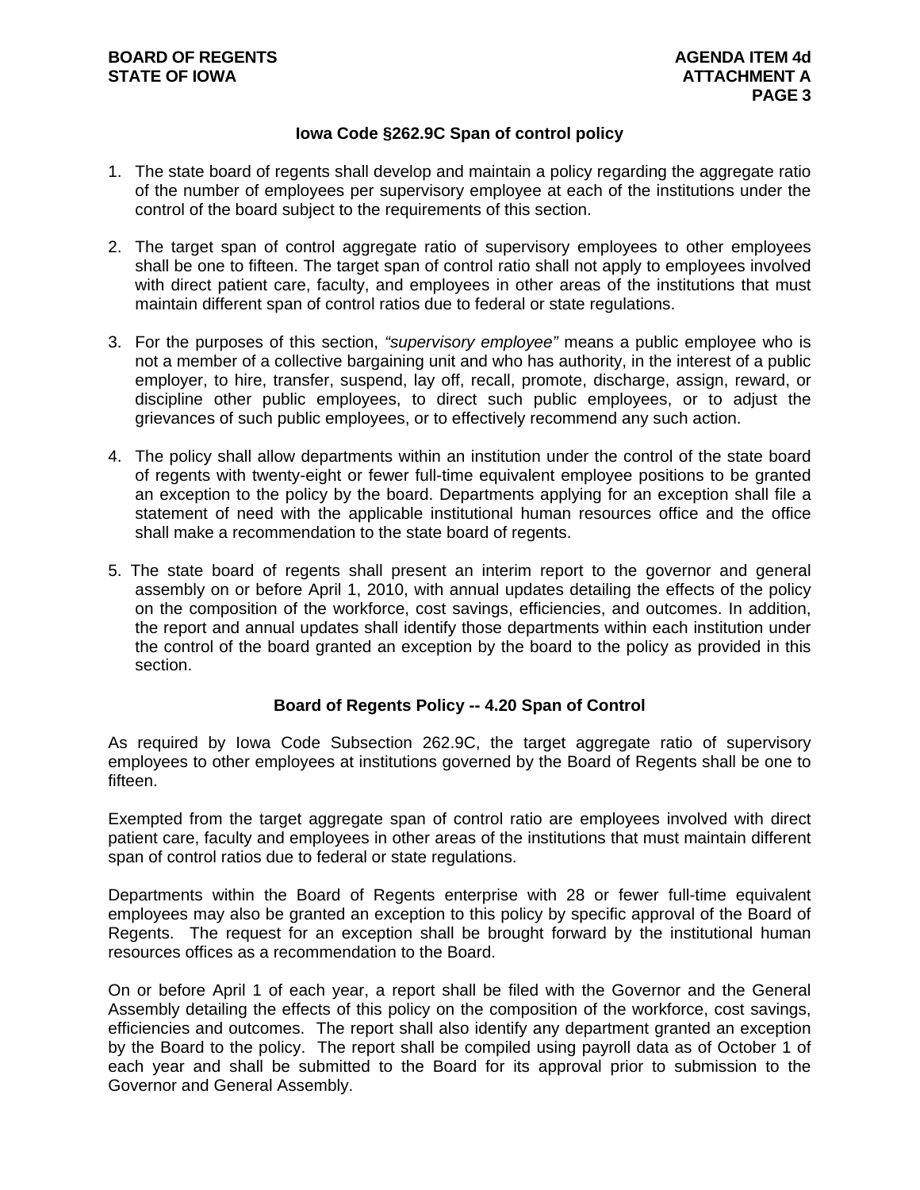## Iowa Code §262.9C Span of control policy

1. The state board of regents shall develop and maintain a policy regarding the aggregate ratio of the number of employees per supervisory employee at each of the institutions under the control of the board subject to the requirements of this section.

2. The target span of control aggregate ratio of supervisory employees to other employees shall be one to fifteen. The target span of control ratio shall not apply to employees involved with direct patient care, faculty, and employees in other areas of the institutions that must maintain different span of control ratios due to federal or state regulations.

3. For the purposes of this section, *"supervisory employee"* means a public employee who is not a member of a collective bargaining unit and who has authority, in the interest of a public employer, to hire, transfer, suspend, lay off, recall, promote, discharge, assign, reward, or discipline other public employees, to direct such public employees, or to adjust the grievances of such public employees, or to effectively recommend any such action.

4. The policy shall allow departments within an institution under the control of the state board of regents with twenty-eight or fewer full-time equivalent employee positions to be granted an exception to the policy by the board. Departments applying for an exception shall file a statement of need with the applicable institutional human resources office and the office shall make a recommendation to the state board of regents.

5. The state board of regents shall present an interim report to the governor and general assembly on or before April 1, 2010, with annual updates detailing the effects of the policy on the composition of the workforce, cost savings, efficiencies, and outcomes. In addition, the report and annual updates shall identify those departments within each institution under the control of the board granted an exception by the board to the policy as provided in this section.

## Board of Regents Policy -- 4.20 Span of Control

As required by Iowa Code Subsection 262.9C, the target aggregate ratio of supervisory employees to other employees at institutions governed by the Board of Regents shall be one to fifteen.

Exempted from the target aggregate span of control ratio are employees involved with direct patient care, faculty and employees in other areas of the institutions that must maintain different span of control ratios due to federal or state regulations.

Departments within the Board of Regents enterprise with 28 or fewer full-time equivalent employees may also be granted an exception to this policy by specific approval of the Board of Regents. The request for an exception shall be brought forward by the institutional human resources offices as a recommendation to the Board.

On or before April 1 of each year, a report shall be filed with the Governor and the General Assembly detailing the effects of this policy on the composition of the workforce, cost savings, efficiencies and outcomes. The report shall also identify any department granted an exception by the Board to the policy. The report shall be compiled using payroll data as of October 1 of each year and shall be submitted to the Board for its approval prior to submission to the Governor and General Assembly.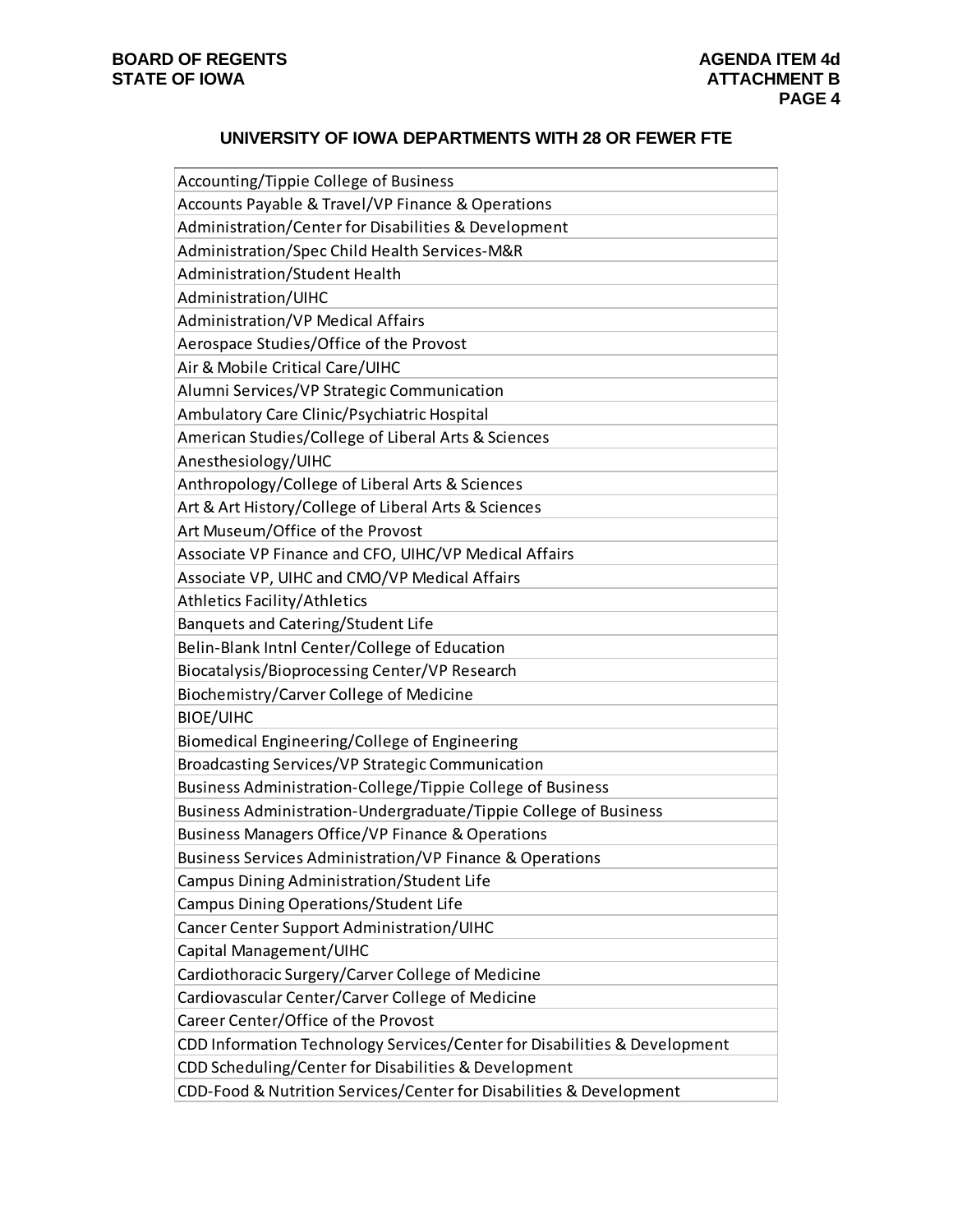## UNIVERSITY OF IOWA DEPARTMENTS WITH 28 OR FEWER FTE

| |
|---|
| Accounting/Tippie College of Business |
| Accounts Payable & Travel/VP Finance & Operations |
| Administration/Center for Disabilities & Development |
| Administration/Spec Child Health Services-M&R |
| Administration/Student Health |
| Administration/UIHC |
| Administration/VP Medical Affairs |
| Aerospace Studies/Office of the Provost |
| Air & Mobile Critical Care/UIHC |
| Alumni Services/VP Strategic Communication |
| Ambulatory Care Clinic/Psychiatric Hospital |
| American Studies/College of Liberal Arts & Sciences |
| Anesthesiology/UIHC |
| Anthropology/College of Liberal Arts & Sciences |
| Art & Art History/College of Liberal Arts & Sciences |
| Art Museum/Office of the Provost |
| Associate VP Finance and CFO, UIHC/VP Medical Affairs |
| Associate VP, UIHC and CMO/VP Medical Affairs |
| Athletics Facility/Athletics |
| Banquets and Catering/Student Life |
| Belin-Blank Intnl Center/College of Education |
| Biocatalysis/Bioprocessing Center/VP Research |
| Biochemistry/Carver College of Medicine |
| BIOE/UIHC |
| Biomedical Engineering/College of Engineering |
| Broadcasting Services/VP Strategic Communication |
| Business Administration-College/Tippie College of Business |
| Business Administration-Undergraduate/Tippie College of Business |
| Business Managers Office/VP Finance & Operations |
| Business Services Administration/VP Finance & Operations |
| Campus Dining Administration/Student Life |
| Campus Dining Operations/Student Life |
| Cancer Center Support Administration/UIHC |
| Capital Management/UIHC |
| Cardiothoracic Surgery/Carver College of Medicine |
| Cardiovascular Center/Carver College of Medicine |
| Career Center/Office of the Provost |
| CDD Information Technology Services/Center for Disabilities & Development |
| CDD Scheduling/Center for Disabilities & Development |
| CDD-Food & Nutrition Services/Center for Disabilities & Development |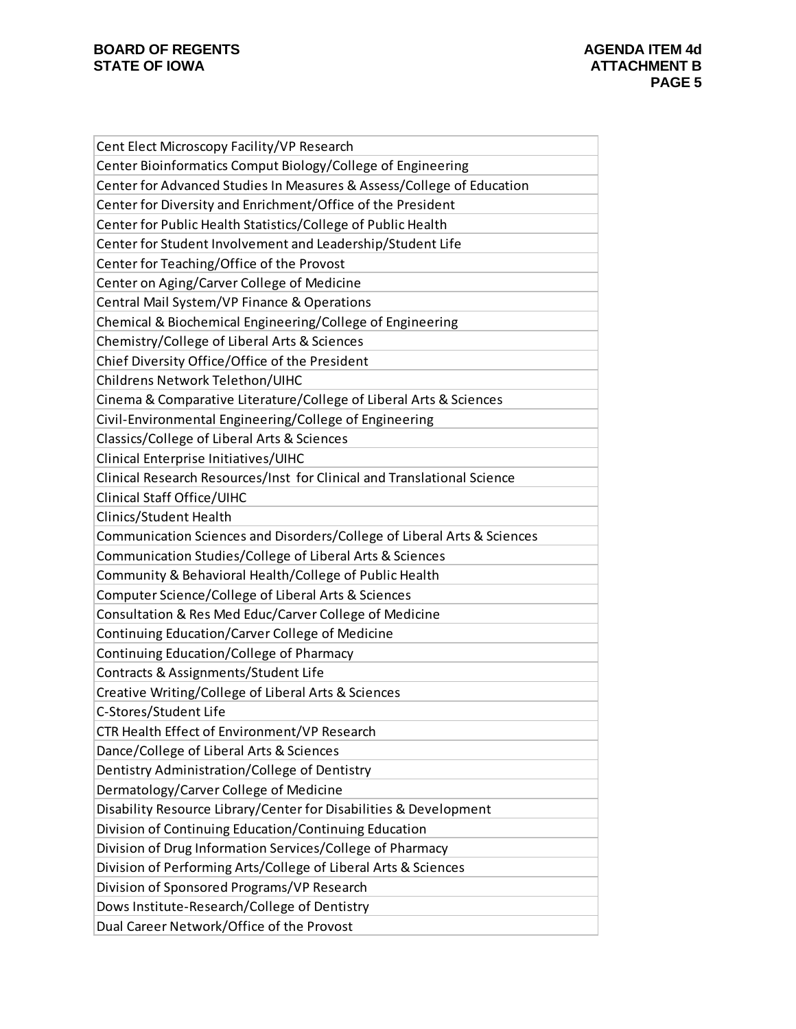| Cent Elect Microscopy Facility/VP Research |
|---|
| Center Bioinformatics Comput Biology/College of Engineering |
| Center for Advanced Studies In Measures & Assess/College of Education |
| Center for Diversity and Enrichment/Office of the President |
| Center for Public Health Statistics/College of Public Health |
| Center for Student Involvement and Leadership/Student Life |
| Center for Teaching/Office of the Provost |
| Center on Aging/Carver College of Medicine |
| Central Mail System/VP Finance & Operations |
| Chemical & Biochemical Engineering/College of Engineering |
| Chemistry/College of Liberal Arts & Sciences |
| Chief Diversity Office/Office of the President |
| Childrens Network Telethon/UIHC |
| Cinema & Comparative Literature/College of Liberal Arts & Sciences |
| Civil-Environmental Engineering/College of Engineering |
| Classics/College of Liberal Arts & Sciences |
| Clinical Enterprise Initiatives/UIHC |
| Clinical Research Resources/Inst for Clinical and Translational Science |
| Clinical Staff Office/UIHC |
| Clinics/Student Health |
| Communication Sciences and Disorders/College of Liberal Arts & Sciences |
| Communication Studies/College of Liberal Arts & Sciences |
| Community & Behavioral Health/College of Public Health |
| Computer Science/College of Liberal Arts & Sciences |
| Consultation & Res Med Educ/Carver College of Medicine |
| Continuing Education/Carver College of Medicine |
| Continuing Education/College of Pharmacy |
| Contracts & Assignments/Student Life |
| Creative Writing/College of Liberal Arts & Sciences |
| C-Stores/Student Life |
| CTR Health Effect of Environment/VP Research |
| Dance/College of Liberal Arts & Sciences |
| Dentistry Administration/College of Dentistry |
| Dermatology/Carver College of Medicine |
| Disability Resource Library/Center for Disabilities & Development |
| Division of Continuing Education/Continuing Education |
| Division of Drug Information Services/College of Pharmacy |
| Division of Performing Arts/College of Liberal Arts & Sciences |
| Division of Sponsored Programs/VP Research |
| Dows Institute-Research/College of Dentistry |
| Dual Career Network/Office of the Provost |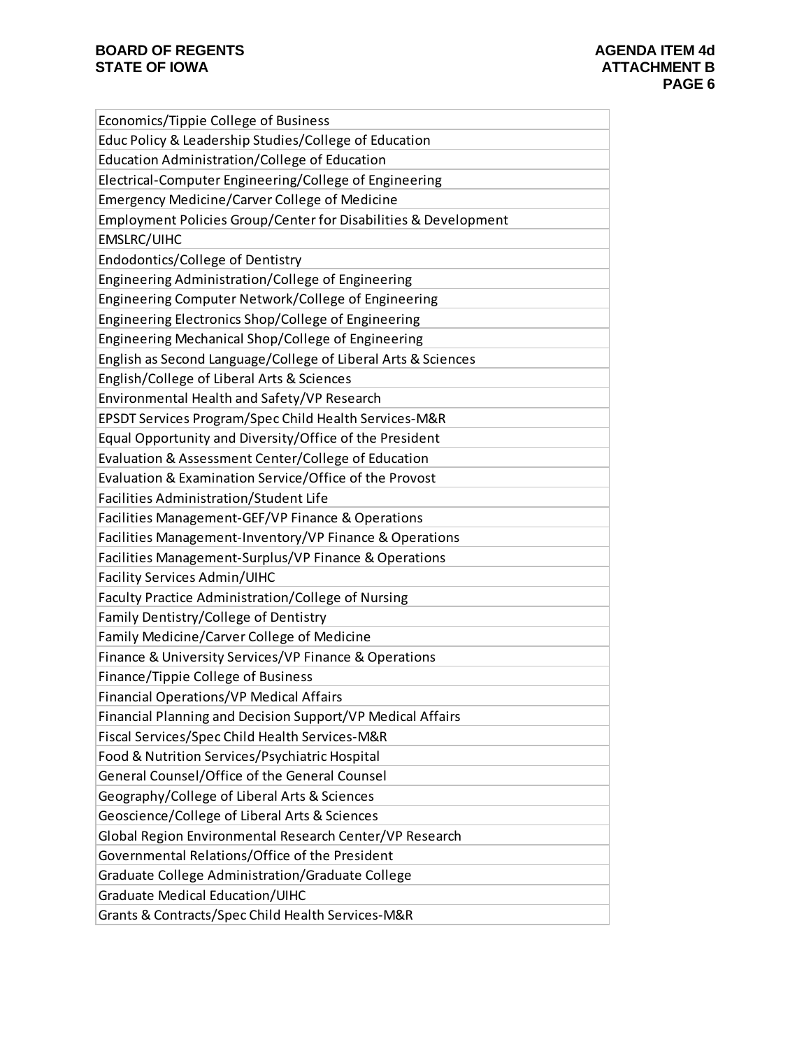| Economics/Tippie College of Business |
|---|
| Educ Policy & Leadership Studies/College of Education |
| Education Administration/College of Education |
| Electrical-Computer Engineering/College of Engineering |
| Emergency Medicine/Carver College of Medicine |
| Employment Policies Group/Center for Disabilities & Development |
| EMSLRC/UIHC |
| Endodontics/College of Dentistry |
| Engineering Administration/College of Engineering |
| Engineering Computer Network/College of Engineering |
| Engineering Electronics Shop/College of Engineering |
| Engineering Mechanical Shop/College of Engineering |
| English as Second Language/College of Liberal Arts & Sciences |
| English/College of Liberal Arts & Sciences |
| Environmental Health and Safety/VP Research |
| EPSDT Services Program/Spec Child Health Services-M&R |
| Equal Opportunity and Diversity/Office of the President |
| Evaluation & Assessment Center/College of Education |
| Evaluation & Examination Service/Office of the Provost |
| Facilities Administration/Student Life |
| Facilities Management-GEF/VP Finance & Operations |
| Facilities Management-Inventory/VP Finance & Operations |
| Facilities Management-Surplus/VP Finance & Operations |
| Facility Services Admin/UIHC |
| Faculty Practice Administration/College of Nursing |
| Family Dentistry/College of Dentistry |
| Family Medicine/Carver College of Medicine |
| Finance & University Services/VP Finance & Operations |
| Finance/Tippie College of Business |
| Financial Operations/VP Medical Affairs |
| Financial Planning and Decision Support/VP Medical Affairs |
| Fiscal Services/Spec Child Health Services-M&R |
| Food & Nutrition Services/Psychiatric Hospital |
| General Counsel/Office of the General Counsel |
| Geography/College of Liberal Arts & Sciences |
| Geoscience/College of Liberal Arts & Sciences |
| Global Region Environmental Research Center/VP Research |
| Governmental Relations/Office of the President |
| Graduate College Administration/Graduate College |
| Graduate Medical Education/UIHC |
| Grants & Contracts/Spec Child Health Services-M&R |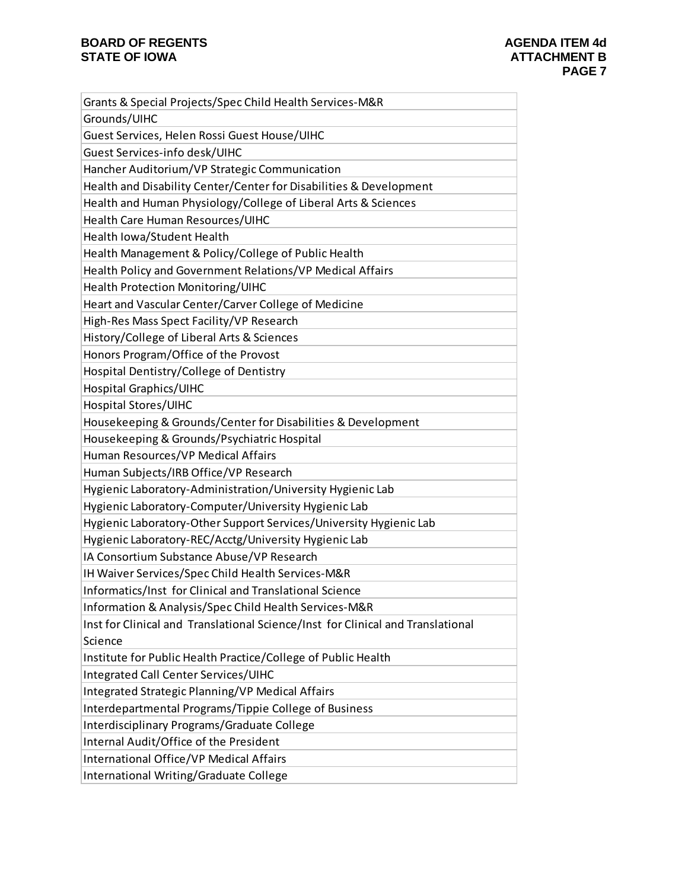| Grants & Special Projects/Spec Child Health Services-M&R |
|---|
| Grounds/UIHC |
| Guest Services, Helen Rossi Guest House/UIHC |
| Guest Services-info desk/UIHC |
| Hancher Auditorium/VP Strategic Communication |
| Health and Disability Center/Center for Disabilities & Development |
| Health and Human Physiology/College of Liberal Arts & Sciences |
| Health Care Human Resources/UIHC |
| Health Iowa/Student Health |
| Health Management & Policy/College of Public Health |
| Health Policy and Government Relations/VP Medical Affairs |
| Health Protection Monitoring/UIHC |
| Heart and Vascular Center/Carver College of Medicine |
| High-Res Mass Spect Facility/VP Research |
| History/College of Liberal Arts & Sciences |
| Honors Program/Office of the Provost |
| Hospital Dentistry/College of Dentistry |
| Hospital Graphics/UIHC |
| Hospital Stores/UIHC |
| Housekeeping & Grounds/Center for Disabilities & Development |
| Housekeeping & Grounds/Psychiatric Hospital |
| Human Resources/VP Medical Affairs |
| Human Subjects/IRB Office/VP Research |
| Hygienic Laboratory-Administration/University Hygienic Lab |
| Hygienic Laboratory-Computer/University Hygienic Lab |
| Hygienic Laboratory-Other Support Services/University Hygienic Lab |
| Hygienic Laboratory-REC/Acctg/University Hygienic Lab |
| IA Consortium Substance Abuse/VP Research |
| IH Waiver Services/Spec Child Health Services-M&R |
| Informatics/Inst for Clinical and Translational Science |
| Information & Analysis/Spec Child Health Services-M&R |
| Inst for Clinical and Translational Science/Inst for Clinical and Translational Science |
| Institute for Public Health Practice/College of Public Health |
| Integrated Call Center Services/UIHC |
| Integrated Strategic Planning/VP Medical Affairs |
| Interdepartmental Programs/Tippie College of Business |
| Interdisciplinary Programs/Graduate College |
| Internal Audit/Office of the President |
| International Office/VP Medical Affairs |
| International Writing/Graduate College |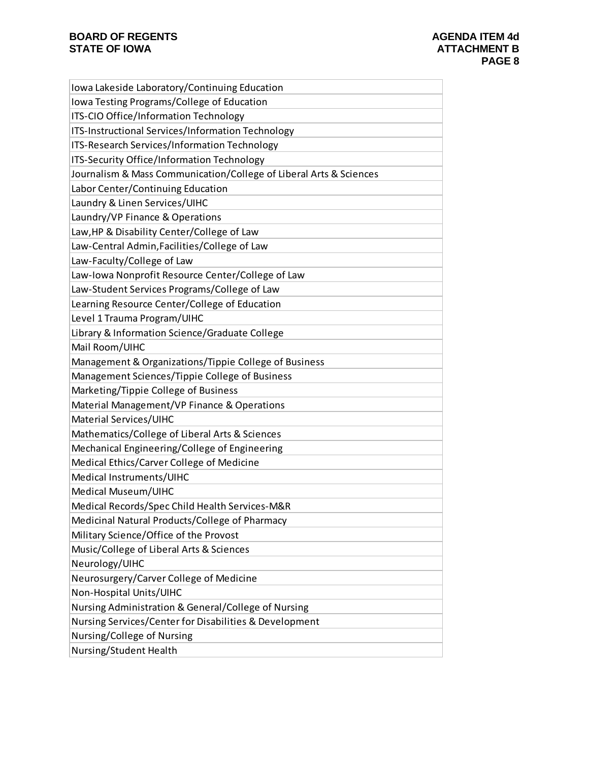| Iowa Lakeside Laboratory/Continuing Education |
|---|
| Iowa Testing Programs/College of Education |
| ITS-CIO Office/Information Technology |
| ITS-Instructional Services/Information Technology |
| ITS-Research Services/Information Technology |
| ITS-Security Office/Information Technology |
| Journalism & Mass Communication/College of Liberal Arts & Sciences |
| Labor Center/Continuing Education |
| Laundry & Linen Services/UIHC |
| Laundry/VP Finance & Operations |
| Law,HP & Disability Center/College of Law |
| Law-Central Admin,Facilities/College of Law |
| Law-Faculty/College of Law |
| Law-Iowa Nonprofit Resource Center/College of Law |
| Law-Student Services Programs/College of Law |
| Learning Resource Center/College of Education |
| Level 1 Trauma Program/UIHC |
| Library & Information Science/Graduate College |
| Mail Room/UIHC |
| Management & Organizations/Tippie College of Business |
| Management Sciences/Tippie College of Business |
| Marketing/Tippie College of Business |
| Material Management/VP Finance & Operations |
| Material Services/UIHC |
| Mathematics/College of Liberal Arts & Sciences |
| Mechanical Engineering/College of Engineering |
| Medical Ethics/Carver College of Medicine |
| Medical Instruments/UIHC |
| Medical Museum/UIHC |
| Medical Records/Spec Child Health Services-M&R |
| Medicinal Natural Products/College of Pharmacy |
| Military Science/Office of the Provost |
| Music/College of Liberal Arts & Sciences |
| Neurology/UIHC |
| Neurosurgery/Carver College of Medicine |
| Non-Hospital Units/UIHC |
| Nursing Administration & General/College of Nursing |
| Nursing Services/Center for Disabilities & Development |
| Nursing/College of Nursing |
| Nursing/Student Health |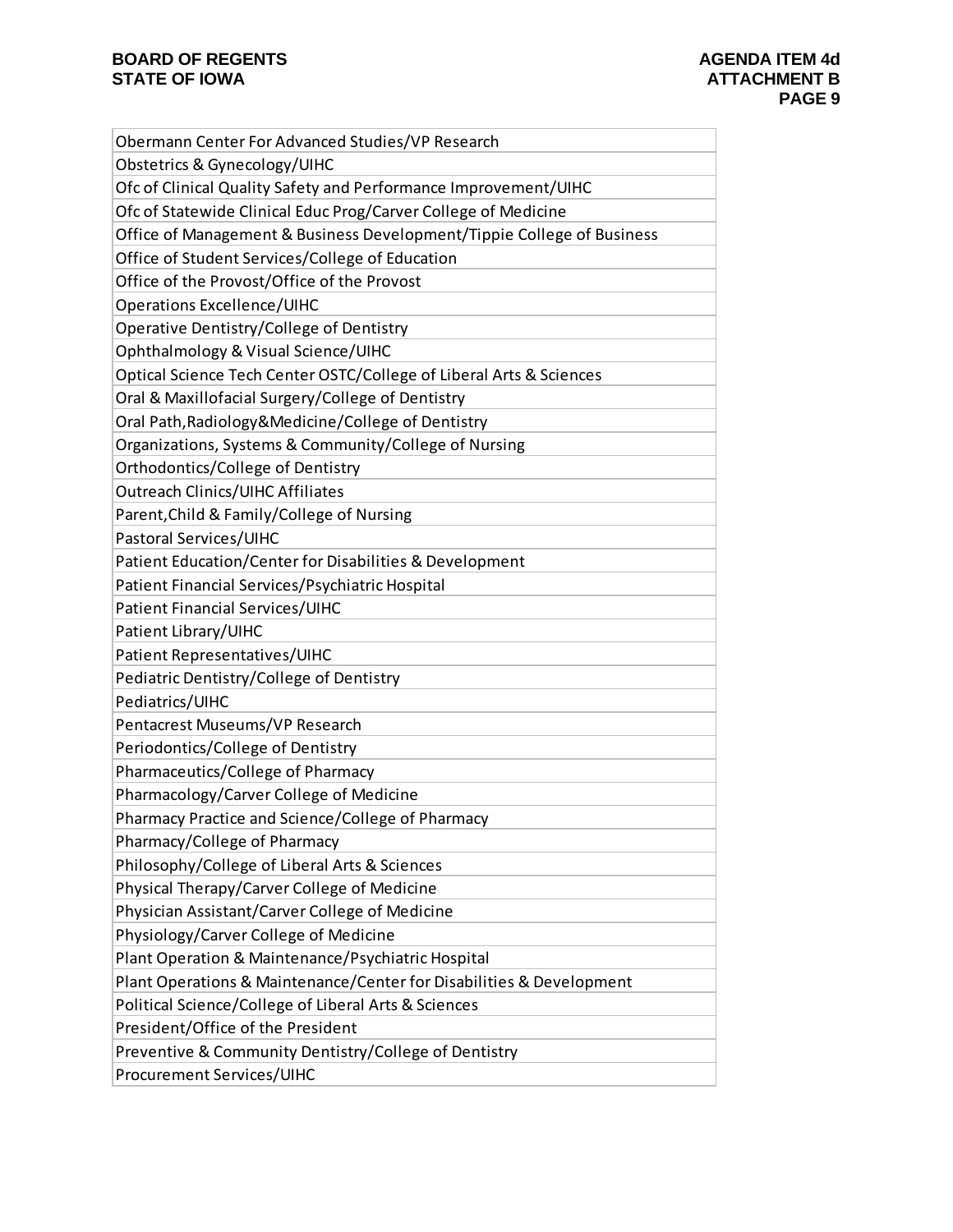| Obermann Center For Advanced Studies/VP Research |
|---|
| Obstetrics & Gynecology/UIHC |
| Ofc of Clinical Quality Safety and Performance Improvement/UIHC |
| Ofc of Statewide Clinical Educ Prog/Carver College of Medicine |
| Office of Management & Business Development/Tippie College of Business |
| Office of Student Services/College of Education |
| Office of the Provost/Office of the Provost |
| Operations Excellence/UIHC |
| Operative Dentistry/College of Dentistry |
| Ophthalmology & Visual Science/UIHC |
| Optical Science Tech Center OSTC/College of Liberal Arts & Sciences |
| Oral & Maxillofacial Surgery/College of Dentistry |
| Oral Path,Radiology&Medicine/College of Dentistry |
| Organizations, Systems & Community/College of Nursing |
| Orthodontics/College of Dentistry |
| Outreach Clinics/UIHC Affiliates |
| Parent,Child & Family/College of Nursing |
| Pastoral Services/UIHC |
| Patient Education/Center for Disabilities & Development |
| Patient Financial Services/Psychiatric Hospital |
| Patient Financial Services/UIHC |
| Patient Library/UIHC |
| Patient Representatives/UIHC |
| Pediatric Dentistry/College of Dentistry |
| Pediatrics/UIHC |
| Pentacrest Museums/VP Research |
| Periodontics/College of Dentistry |
| Pharmaceutics/College of Pharmacy |
| Pharmacology/Carver College of Medicine |
| Pharmacy Practice and Science/College of Pharmacy |
| Pharmacy/College of Pharmacy |
| Philosophy/College of Liberal Arts & Sciences |
| Physical Therapy/Carver College of Medicine |
| Physician Assistant/Carver College of Medicine |
| Physiology/Carver College of Medicine |
| Plant Operation & Maintenance/Psychiatric Hospital |
| Plant Operations & Maintenance/Center for Disabilities & Development |
| Political Science/College of Liberal Arts & Sciences |
| President/Office of the President |
| Preventive & Community Dentistry/College of Dentistry |
| Procurement Services/UIHC |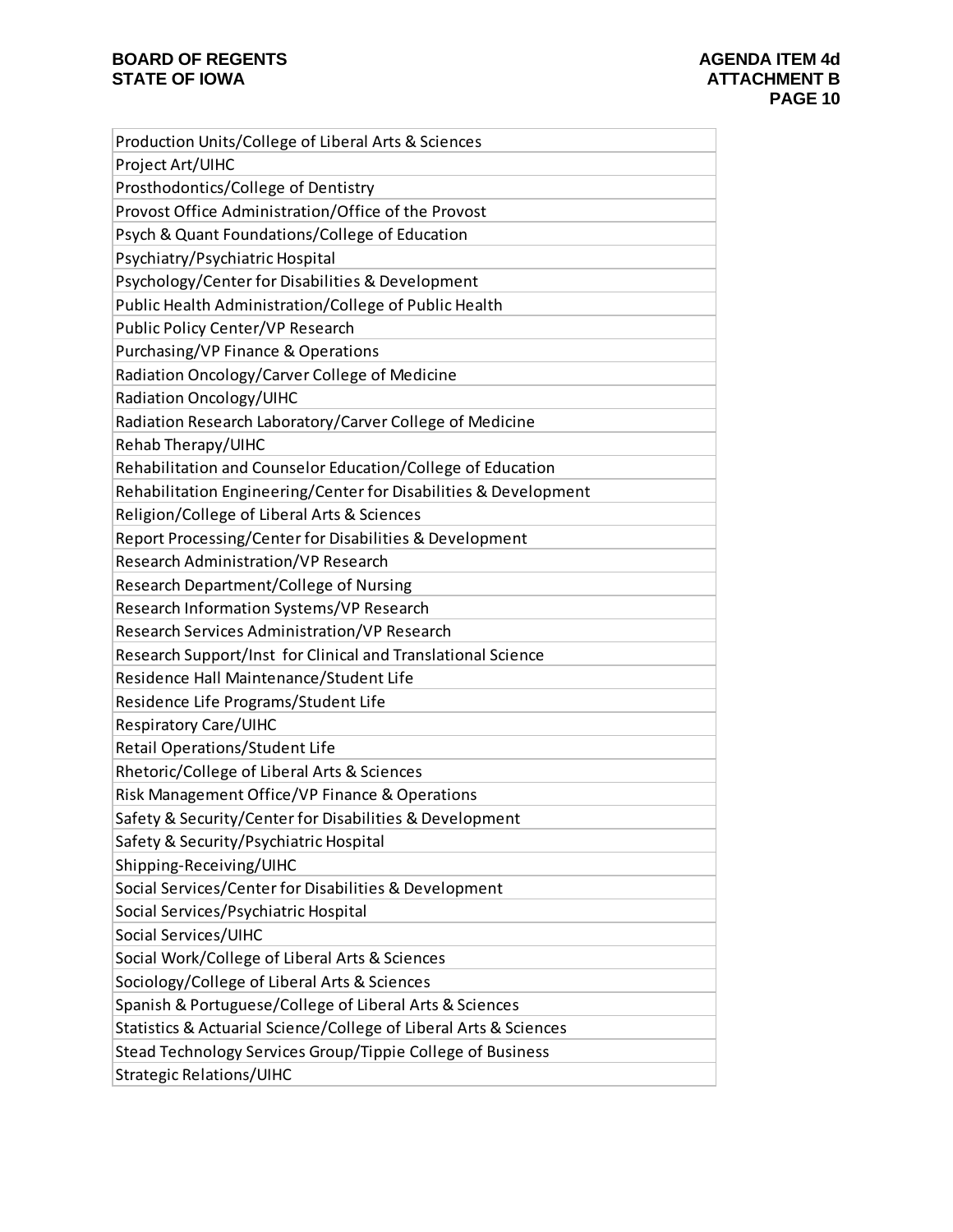| Production Units/College of Liberal Arts & Sciences |
|---|
| Project Art/UIHC |
| Prosthodontics/College of Dentistry |
| Provost Office Administration/Office of the Provost |
| Psych & Quant Foundations/College of Education |
| Psychiatry/Psychiatric Hospital |
| Psychology/Center for Disabilities & Development |
| Public Health Administration/College of Public Health |
| Public Policy Center/VP Research |
| Purchasing/VP Finance & Operations |
| Radiation Oncology/Carver College of Medicine |
| Radiation Oncology/UIHC |
| Radiation Research Laboratory/Carver College of Medicine |
| Rehab Therapy/UIHC |
| Rehabilitation and Counselor Education/College of Education |
| Rehabilitation Engineering/Center for Disabilities & Development |
| Religion/College of Liberal Arts & Sciences |
| Report Processing/Center for Disabilities & Development |
| Research Administration/VP Research |
| Research Department/College of Nursing |
| Research Information Systems/VP Research |
| Research Services Administration/VP Research |
| Research Support/Inst for Clinical and Translational Science |
| Residence Hall Maintenance/Student Life |
| Residence Life Programs/Student Life |
| Respiratory Care/UIHC |
| Retail Operations/Student Life |
| Rhetoric/College of Liberal Arts & Sciences |
| Risk Management Office/VP Finance & Operations |
| Safety & Security/Center for Disabilities & Development |
| Safety & Security/Psychiatric Hospital |
| Shipping-Receiving/UIHC |
| Social Services/Center for Disabilities & Development |
| Social Services/Psychiatric Hospital |
| Social Services/UIHC |
| Social Work/College of Liberal Arts & Sciences |
| Sociology/College of Liberal Arts & Sciences |
| Spanish & Portuguese/College of Liberal Arts & Sciences |
| Statistics & Actuarial Science/College of Liberal Arts & Sciences |
| Stead Technology Services Group/Tippie College of Business |
| Strategic Relations/UIHC |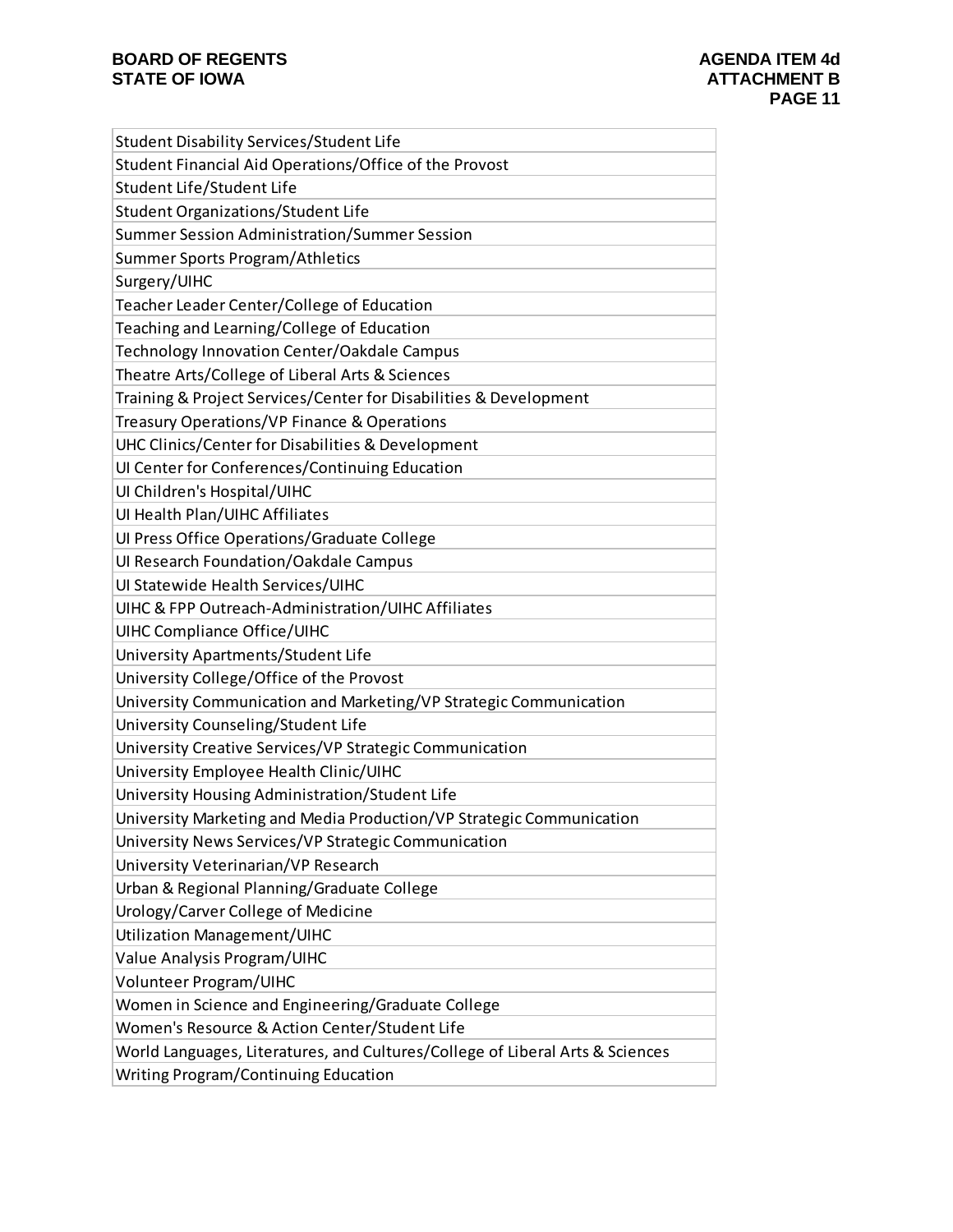| Student Disability Services/Student Life |
|---|
| Student Financial Aid Operations/Office of the Provost |
| Student Life/Student Life |
| Student Organizations/Student Life |
| Summer Session Administration/Summer Session |
| Summer Sports Program/Athletics |
| Surgery/UIHC |
| Teacher Leader Center/College of Education |
| Teaching and Learning/College of Education |
| Technology Innovation Center/Oakdale Campus |
| Theatre Arts/College of Liberal Arts & Sciences |
| Training & Project Services/Center for Disabilities & Development |
| Treasury Operations/VP Finance & Operations |
| UHC Clinics/Center for Disabilities & Development |
| UI Center for Conferences/Continuing Education |
| UI Children's Hospital/UIHC |
| UI Health Plan/UIHC Affiliates |
| UI Press Office Operations/Graduate College |
| UI Research Foundation/Oakdale Campus |
| UI Statewide Health Services/UIHC |
| UIHC & FPP Outreach-Administration/UIHC Affiliates |
| UIHC Compliance Office/UIHC |
| University Apartments/Student Life |
| University College/Office of the Provost |
| University Communication and Marketing/VP Strategic Communication |
| University Counseling/Student Life |
| University Creative Services/VP Strategic Communication |
| University Employee Health Clinic/UIHC |
| University Housing Administration/Student Life |
| University Marketing and Media Production/VP Strategic Communication |
| University News Services/VP Strategic Communication |
| University Veterinarian/VP Research |
| Urban & Regional Planning/Graduate College |
| Urology/Carver College of Medicine |
| Utilization Management/UIHC |
| Value Analysis Program/UIHC |
| Volunteer Program/UIHC |
| Women in Science and Engineering/Graduate College |
| Women's Resource & Action Center/Student Life |
| World Languages, Literatures, and Cultures/College of Liberal Arts & Sciences |
| Writing Program/Continuing Education |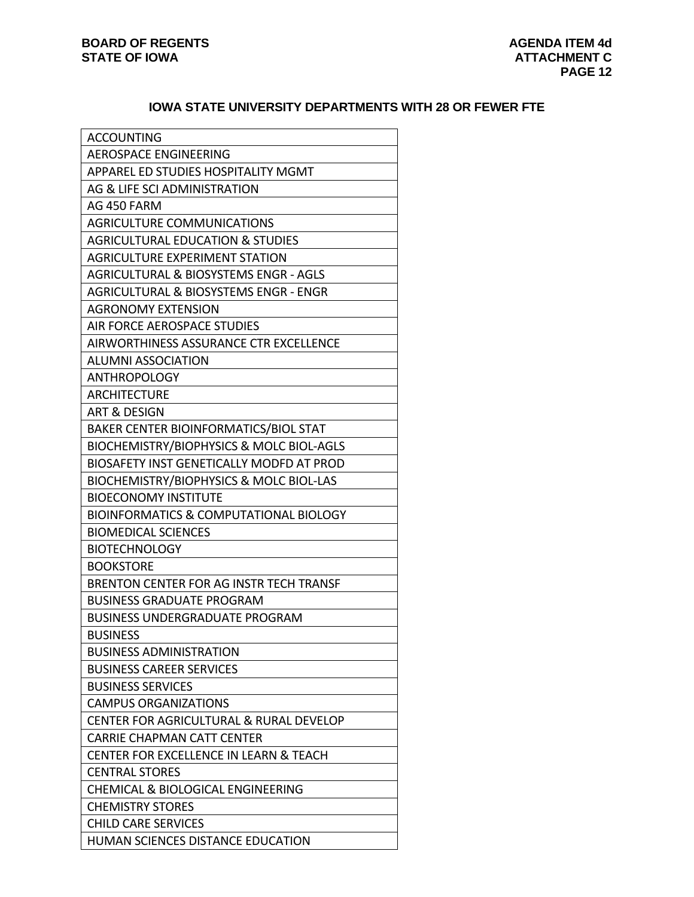**BOARD OF REGENTS**
**STATE OF IOWA**

**AGENDA ITEM 4d**
**ATTACHMENT C**

## IOWA STATE UNIVERSITY DEPARTMENTS WITH 28 OR FEWER FTE

| ACCOUNTING |
|---|
| AEROSPACE ENGINEERING |
| APPAREL ED STUDIES HOSPITALITY MGMT |
| AG & LIFE SCI ADMINISTRATION |
| AG 450 FARM |
| AGRICULTURE COMMUNICATIONS |
| AGRICULTURAL EDUCATION & STUDIES |
| AGRICULTURE EXPERIMENT STATION |
| AGRICULTURAL & BIOSYSTEMS ENGR - AGLS |
| AGRICULTURAL & BIOSYSTEMS ENGR - ENGR |
| AGRONOMY EXTENSION |
| AIR FORCE AEROSPACE STUDIES |
| AIRWORTHINESS ASSURANCE CTR EXCELLENCE |
| ALUMNI ASSOCIATION |
| ANTHROPOLOGY |
| ARCHITECTURE |
| ART & DESIGN |
| BAKER CENTER BIOINFORMATICS/BIOL STAT |
| BIOCHEMISTRY/BIOPHYSICS & MOLC BIOL-AGLS |
| BIOSAFETY INST GENETICALLY MODFD AT PROD |
| BIOCHEMISTRY/BIOPHYSICS & MOLC BIOL-LAS |
| BIOECONOMY INSTITUTE |
| BIOINFORMATICS & COMPUTATIONAL BIOLOGY |
| BIOMEDICAL SCIENCES |
| BIOTECHNOLOGY |
| BOOKSTORE |
| BRENTON CENTER FOR AG INSTR TECH TRANSF |
| BUSINESS GRADUATE PROGRAM |
| BUSINESS UNDERGRADUATE PROGRAM |
| BUSINESS |
| BUSINESS ADMINISTRATION |
| BUSINESS CAREER SERVICES |
| BUSINESS SERVICES |
| CAMPUS ORGANIZATIONS |
| CENTER FOR AGRICULTURAL & RURAL DEVELOP |
| CARRIE CHAPMAN CATT CENTER |
| CENTER FOR EXCELLENCE IN LEARN & TEACH |
| CENTRAL STORES |
| CHEMICAL & BIOLOGICAL ENGINEERING |
| CHEMISTRY STORES |
| CHILD CARE SERVICES |
| HUMAN SCIENCES DISTANCE EDUCATION |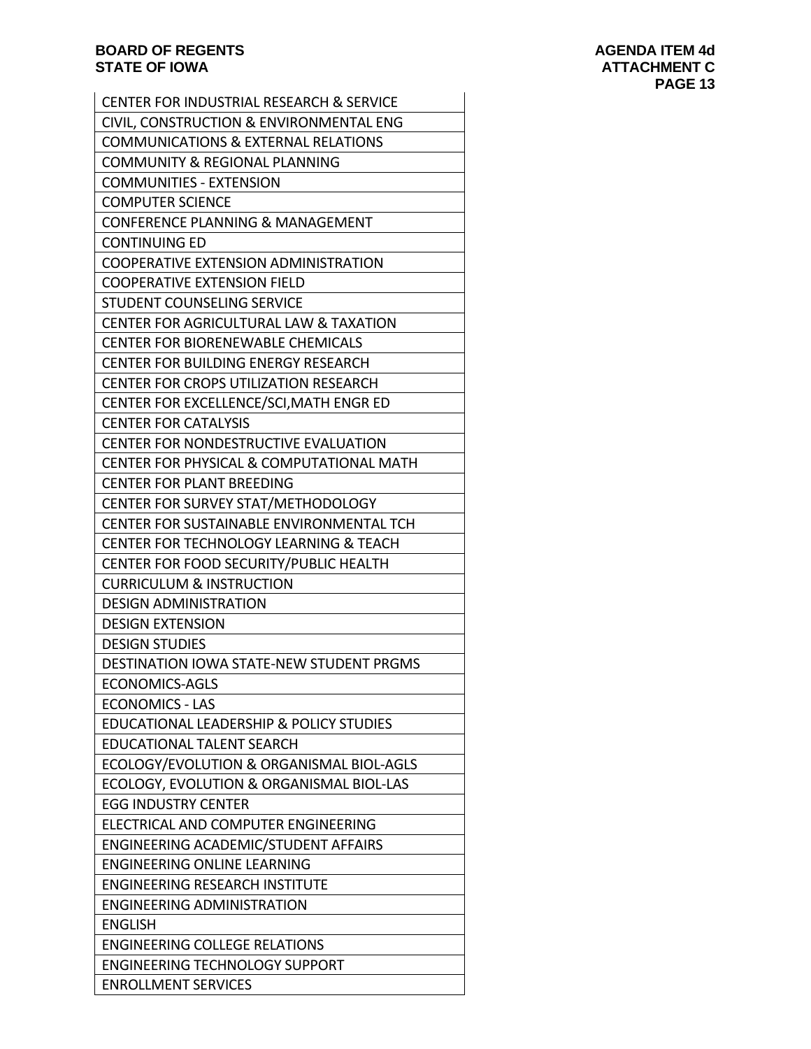| CENTER FOR INDUSTRIAL RESEARCH & SERVICE |
|---|
| CIVIL, CONSTRUCTION & ENVIRONMENTAL ENG |
| COMMUNICATIONS & EXTERNAL RELATIONS |
| COMMUNITY & REGIONAL PLANNING |
| COMMUNITIES - EXTENSION |
| COMPUTER SCIENCE |
| CONFERENCE PLANNING & MANAGEMENT |
| CONTINUING ED |
| COOPERATIVE EXTENSION ADMINISTRATION |
| COOPERATIVE EXTENSION FIELD |
| STUDENT COUNSELING SERVICE |
| CENTER FOR AGRICULTURAL LAW & TAXATION |
| CENTER FOR BIORENEWABLE CHEMICALS |
| CENTER FOR BUILDING ENERGY RESEARCH |
| CENTER FOR CROPS UTILIZATION RESEARCH |
| CENTER FOR EXCELLENCE/SCI,MATH ENGR ED |
| CENTER FOR CATALYSIS |
| CENTER FOR NONDESTRUCTIVE EVALUATION |
| CENTER FOR PHYSICAL & COMPUTATIONAL MATH |
| CENTER FOR PLANT BREEDING |
| CENTER FOR SURVEY STAT/METHODOLOGY |
| CENTER FOR SUSTAINABLE ENVIRONMENTAL TCH |
| CENTER FOR TECHNOLOGY LEARNING & TEACH |
| CENTER FOR FOOD SECURITY/PUBLIC HEALTH |
| CURRICULUM & INSTRUCTION |
| DESIGN ADMINISTRATION |
| DESIGN EXTENSION |
| DESIGN STUDIES |
| DESTINATION IOWA STATE-NEW STUDENT PRGMS |
| ECONOMICS-AGLS |
| ECONOMICS - LAS |
| EDUCATIONAL LEADERSHIP & POLICY STUDIES |
| EDUCATIONAL TALENT SEARCH |
| ECOLOGY/EVOLUTION & ORGANISMAL BIOL-AGLS |
| ECOLOGY, EVOLUTION & ORGANISMAL BIOL-LAS |
| EGG INDUSTRY CENTER |
| ELECTRICAL AND COMPUTER ENGINEERING |
| ENGINEERING ACADEMIC/STUDENT AFFAIRS |
| ENGINEERING ONLINE LEARNING |
| ENGINEERING RESEARCH INSTITUTE |
| ENGINEERING ADMINISTRATION |
| ENGLISH |
| ENGINEERING COLLEGE RELATIONS |
| ENGINEERING TECHNOLOGY SUPPORT |
| ENROLLMENT SERVICES |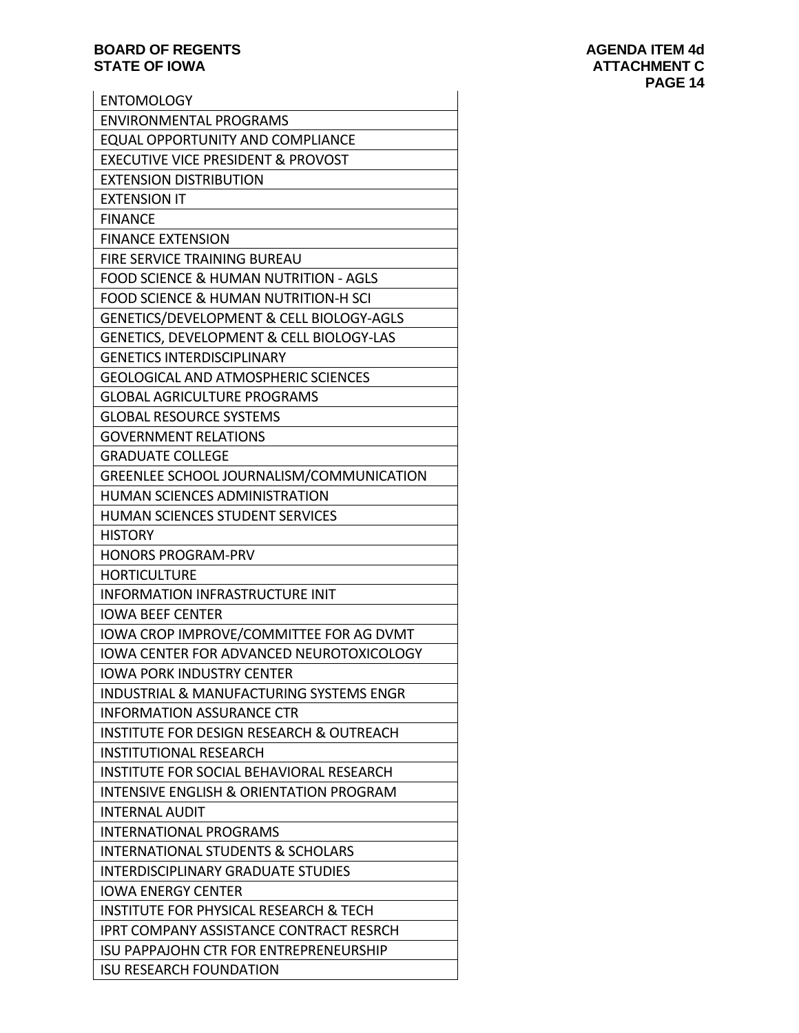| ENTOMOLOGY |
|---|
| ENVIRONMENTAL PROGRAMS |
| EQUAL OPPORTUNITY AND COMPLIANCE |
| EXECUTIVE VICE PRESIDENT & PROVOST |
| EXTENSION DISTRIBUTION |
| EXTENSION IT |
| FINANCE |
| FINANCE EXTENSION |
| FIRE SERVICE TRAINING BUREAU |
| FOOD SCIENCE & HUMAN NUTRITION - AGLS |
| FOOD SCIENCE & HUMAN NUTRITION-H SCI |
| GENETICS/DEVELOPMENT & CELL BIOLOGY-AGLS |
| GENETICS, DEVELOPMENT & CELL BIOLOGY-LAS |
| GENETICS INTERDISCIPLINARY |
| GEOLOGICAL AND ATMOSPHERIC SCIENCES |
| GLOBAL AGRICULTURE PROGRAMS |
| GLOBAL RESOURCE SYSTEMS |
| GOVERNMENT RELATIONS |
| GRADUATE COLLEGE |
| GREENLEE SCHOOL JOURNALISM/COMMUNICATION |
| HUMAN SCIENCES ADMINISTRATION |
| HUMAN SCIENCES STUDENT SERVICES |
| HISTORY |
| HONORS PROGRAM-PRV |
| HORTICULTURE |
| INFORMATION INFRASTRUCTURE INIT |
| IOWA BEEF CENTER |
| IOWA CROP IMPROVE/COMMITTEE FOR AG DVMT |
| IOWA CENTER FOR ADVANCED NEUROTOXICOLOGY |
| IOWA PORK INDUSTRY CENTER |
| INDUSTRIAL & MANUFACTURING SYSTEMS ENGR |
| INFORMATION ASSURANCE CTR |
| INSTITUTE FOR DESIGN RESEARCH & OUTREACH |
| INSTITUTIONAL RESEARCH |
| INSTITUTE FOR SOCIAL BEHAVIORAL RESEARCH |
| INTENSIVE ENGLISH & ORIENTATION PROGRAM |
| INTERNAL AUDIT |
| INTERNATIONAL PROGRAMS |
| INTERNATIONAL STUDENTS & SCHOLARS |
| INTERDISCIPLINARY GRADUATE STUDIES |
| IOWA ENERGY CENTER |
| INSTITUTE FOR PHYSICAL RESEARCH & TECH |
| IPRT COMPANY ASSISTANCE CONTRACT RESRCH |
| ISU PAPPAJOHN CTR FOR ENTREPRENEURSHIP |
| ISU RESEARCH FOUNDATION |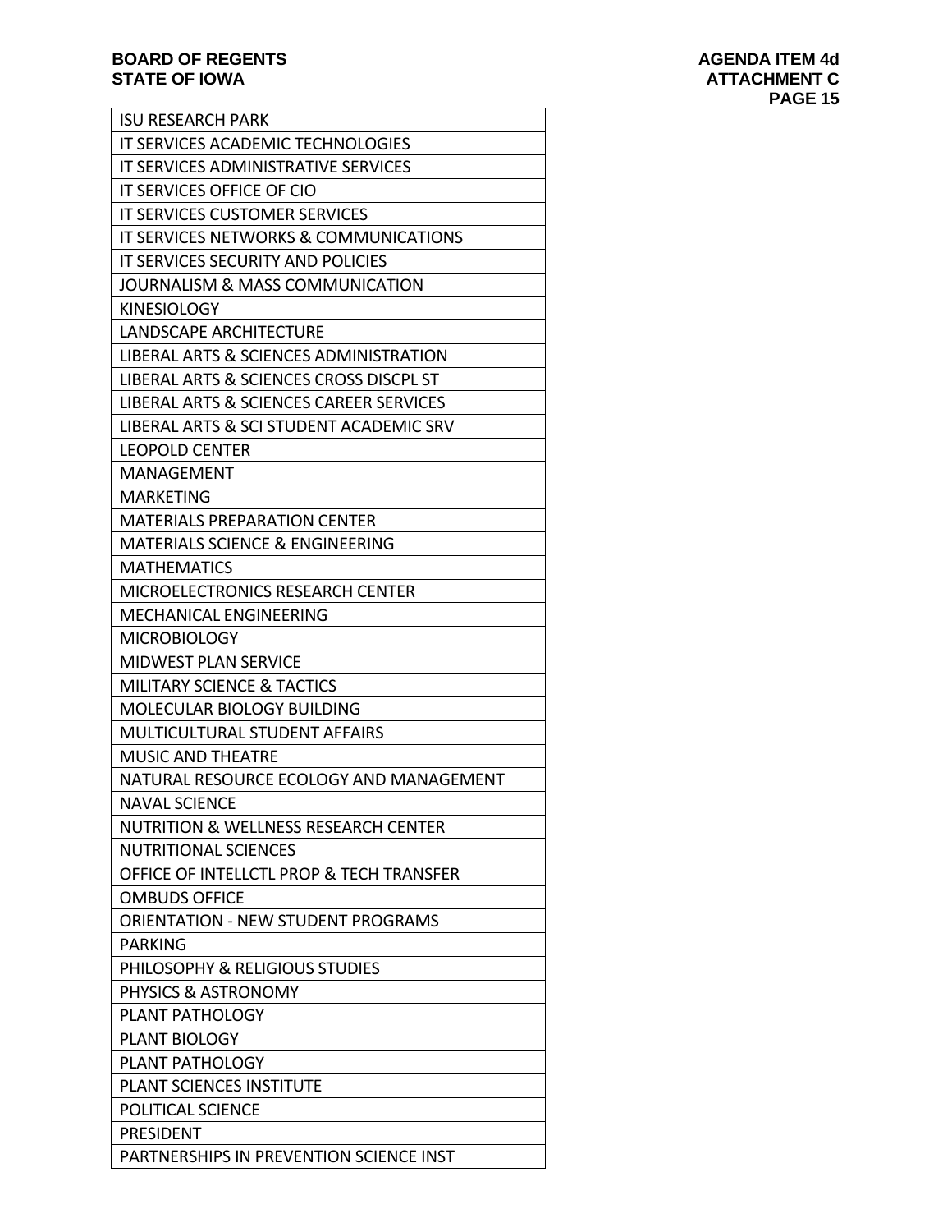| ISU RESEARCH PARK |
|---|
| IT SERVICES ACADEMIC TECHNOLOGIES |
| IT SERVICES ADMINISTRATIVE SERVICES |
| IT SERVICES OFFICE OF CIO |
| IT SERVICES CUSTOMER SERVICES |
| IT SERVICES NETWORKS & COMMUNICATIONS |
| IT SERVICES SECURITY AND POLICIES |
| JOURNALISM & MASS COMMUNICATION |
| KINESIOLOGY |
| LANDSCAPE ARCHITECTURE |
| LIBERAL ARTS & SCIENCES ADMINISTRATION |
| LIBERAL ARTS & SCIENCES CROSS DISCPL ST |
| LIBERAL ARTS & SCIENCES CAREER SERVICES |
| LIBERAL ARTS & SCI STUDENT ACADEMIC SRV |
| LEOPOLD CENTER |
| MANAGEMENT |
| MARKETING |
| MATERIALS PREPARATION CENTER |
| MATERIALS SCIENCE & ENGINEERING |
| MATHEMATICS |
| MICROELECTRONICS RESEARCH CENTER |
| MECHANICAL ENGINEERING |
| MICROBIOLOGY |
| MIDWEST PLAN SERVICE |
| MILITARY SCIENCE & TACTICS |
| MOLECULAR BIOLOGY BUILDING |
| MULTICULTURAL STUDENT AFFAIRS |
| MUSIC AND THEATRE |
| NATURAL RESOURCE ECOLOGY AND MANAGEMENT |
| NAVAL SCIENCE |
| NUTRITION & WELLNESS RESEARCH CENTER |
| NUTRITIONAL SCIENCES |
| OFFICE OF INTELLCTL PROP & TECH TRANSFER |
| OMBUDS OFFICE |
| ORIENTATION - NEW STUDENT PROGRAMS |
| PARKING |
| PHILOSOPHY & RELIGIOUS STUDIES |
| PHYSICS & ASTRONOMY |
| PLANT PATHOLOGY |
| PLANT BIOLOGY |
| PLANT PATHOLOGY |
| PLANT SCIENCES INSTITUTE |
| POLITICAL SCIENCE |
| PRESIDENT |
| PARTNERSHIPS IN PREVENTION SCIENCE INST |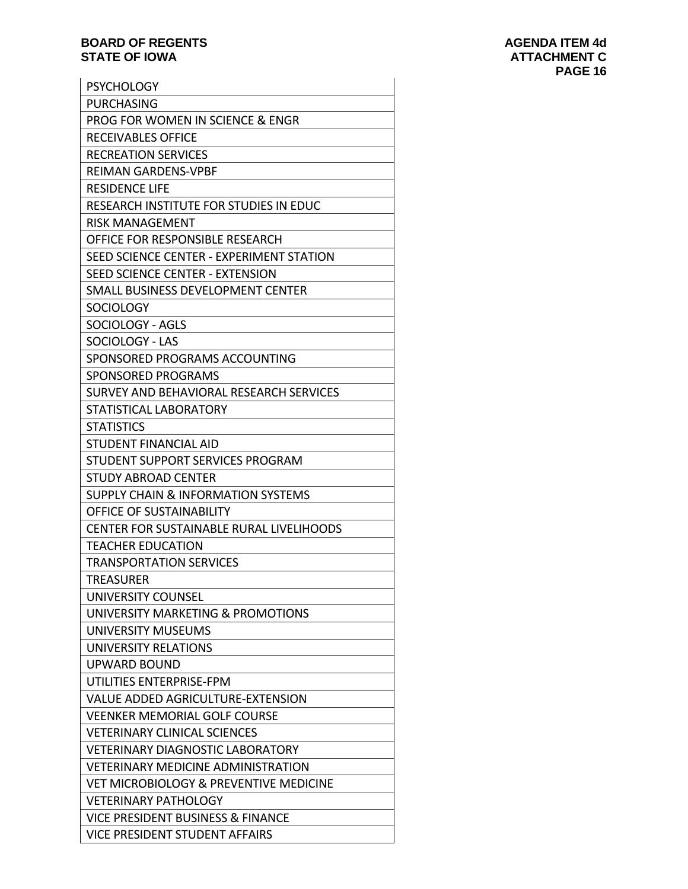| PSYCHOLOGY |
|---|
| PURCHASING |
| PROG FOR WOMEN IN SCIENCE & ENGR |
| RECEIVABLES OFFICE |
| RECREATION SERVICES |
| REIMAN GARDENS-VPBF |
| RESIDENCE LIFE |
| RESEARCH INSTITUTE FOR STUDIES IN EDUC |
| RISK MANAGEMENT |
| OFFICE FOR RESPONSIBLE RESEARCH |
| SEED SCIENCE CENTER - EXPERIMENT STATION |
| SEED SCIENCE CENTER - EXTENSION |
| SMALL BUSINESS DEVELOPMENT CENTER |
| SOCIOLOGY |
| SOCIOLOGY - AGLS |
| SOCIOLOGY - LAS |
| SPONSORED PROGRAMS ACCOUNTING |
| SPONSORED PROGRAMS |
| SURVEY AND BEHAVIORAL RESEARCH SERVICES |
| STATISTICAL LABORATORY |
| STATISTICS |
| STUDENT FINANCIAL AID |
| STUDENT SUPPORT SERVICES PROGRAM |
| STUDY ABROAD CENTER |
| SUPPLY CHAIN & INFORMATION SYSTEMS |
| OFFICE OF SUSTAINABILITY |
| CENTER FOR SUSTAINABLE RURAL LIVELIHOODS |
| TEACHER EDUCATION |
| TRANSPORTATION SERVICES |
| TREASURER |
| UNIVERSITY COUNSEL |
| UNIVERSITY MARKETING & PROMOTIONS |
| UNIVERSITY MUSEUMS |
| UNIVERSITY RELATIONS |
| UPWARD BOUND |
| UTILITIES ENTERPRISE-FPM |
| VALUE ADDED AGRICULTURE-EXTENSION |
| VEENKER MEMORIAL GOLF COURSE |
| VETERINARY CLINICAL SCIENCES |
| VETERINARY DIAGNOSTIC LABORATORY |
| VETERINARY MEDICINE ADMINISTRATION |
| VET MICROBIOLOGY & PREVENTIVE MEDICINE |
| VETERINARY PATHOLOGY |
| VICE PRESIDENT BUSINESS & FINANCE |
| VICE PRESIDENT STUDENT AFFAIRS |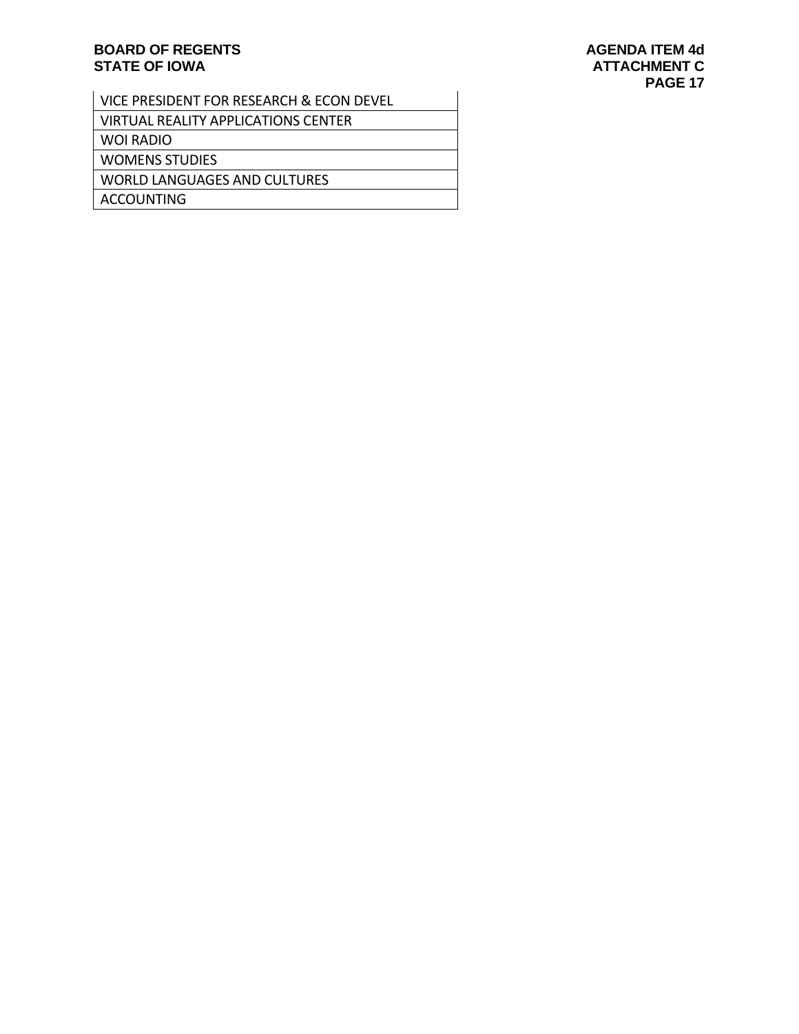| VICE PRESIDENT FOR RESEARCH & ECON DEVEL |
| --- |
| VIRTUAL REALITY APPLICATIONS CENTER |
| WOI RADIO |
| WOMENS STUDIES |
| WORLD LANGUAGES AND CULTURES |
| ACCOUNTING |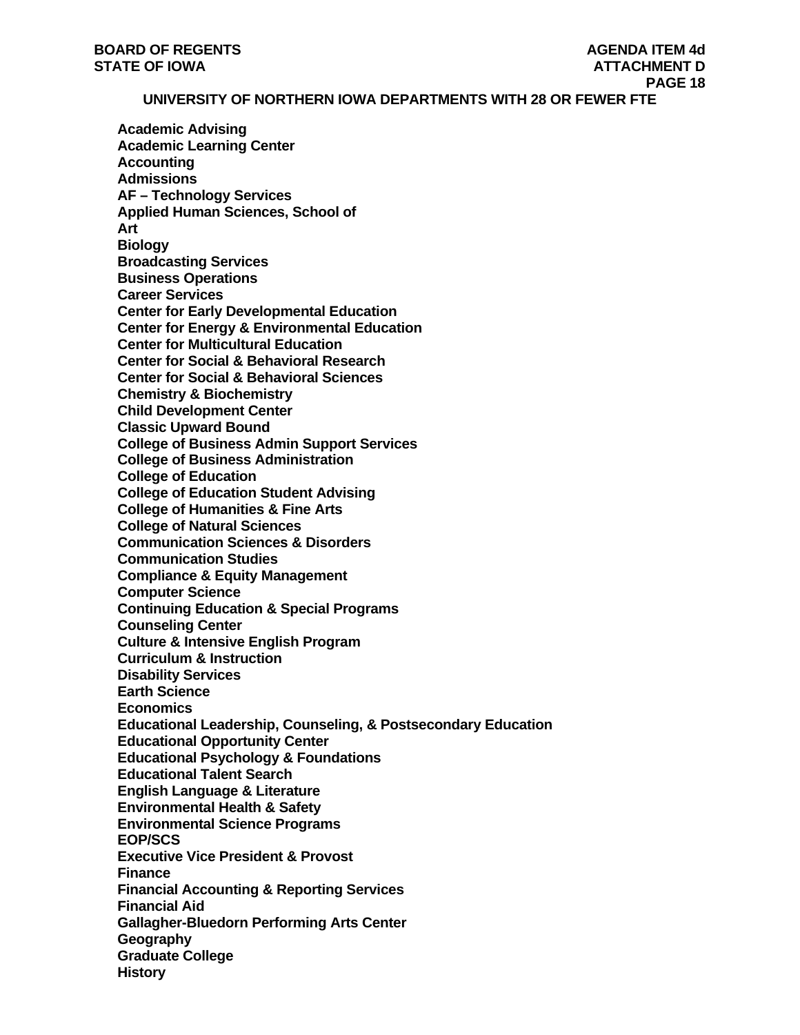## UNIVERSITY OF NORTHERN IOWA DEPARTMENTS WITH 28 OR FEWER FTE

**Academic Advising**
**Academic Learning Center**
**Accounting**
**Admissions**
**AF – Technology Services**
**Applied Human Sciences, School of**
**Art**
**Biology**
**Broadcasting Services**
**Business Operations**
**Career Services**
**Center for Early Developmental Education**
**Center for Energy & Environmental Education**
**Center for Multicultural Education**
**Center for Social & Behavioral Research**
**Center for Social & Behavioral Sciences**
**Chemistry & Biochemistry**
**Child Development Center**
**Classic Upward Bound**
**College of Business Admin Support Services**
**College of Business Administration**
**College of Education**
**College of Education Student Advising**
**College of Humanities & Fine Arts**
**College of Natural Sciences**
**Communication Sciences & Disorders**
**Communication Studies**
**Compliance & Equity Management**
**Computer Science**
**Continuing Education & Special Programs**
**Counseling Center**
**Culture & Intensive English Program**
**Curriculum & Instruction**
**Disability Services**
**Earth Science**
**Economics**
**Educational Leadership, Counseling, & Postsecondary Education**
**Educational Opportunity Center**
**Educational Psychology & Foundations**
**Educational Talent Search**
**English Language & Literature**
**Environmental Health & Safety**
**Environmental Science Programs**
**EOP/SCS**
**Executive Vice President & Provost**
**Finance**
**Financial Accounting & Reporting Services**
**Financial Aid**
**Gallagher-Bluedorn Performing Arts Center**
**Geography**
**Graduate College**
**History**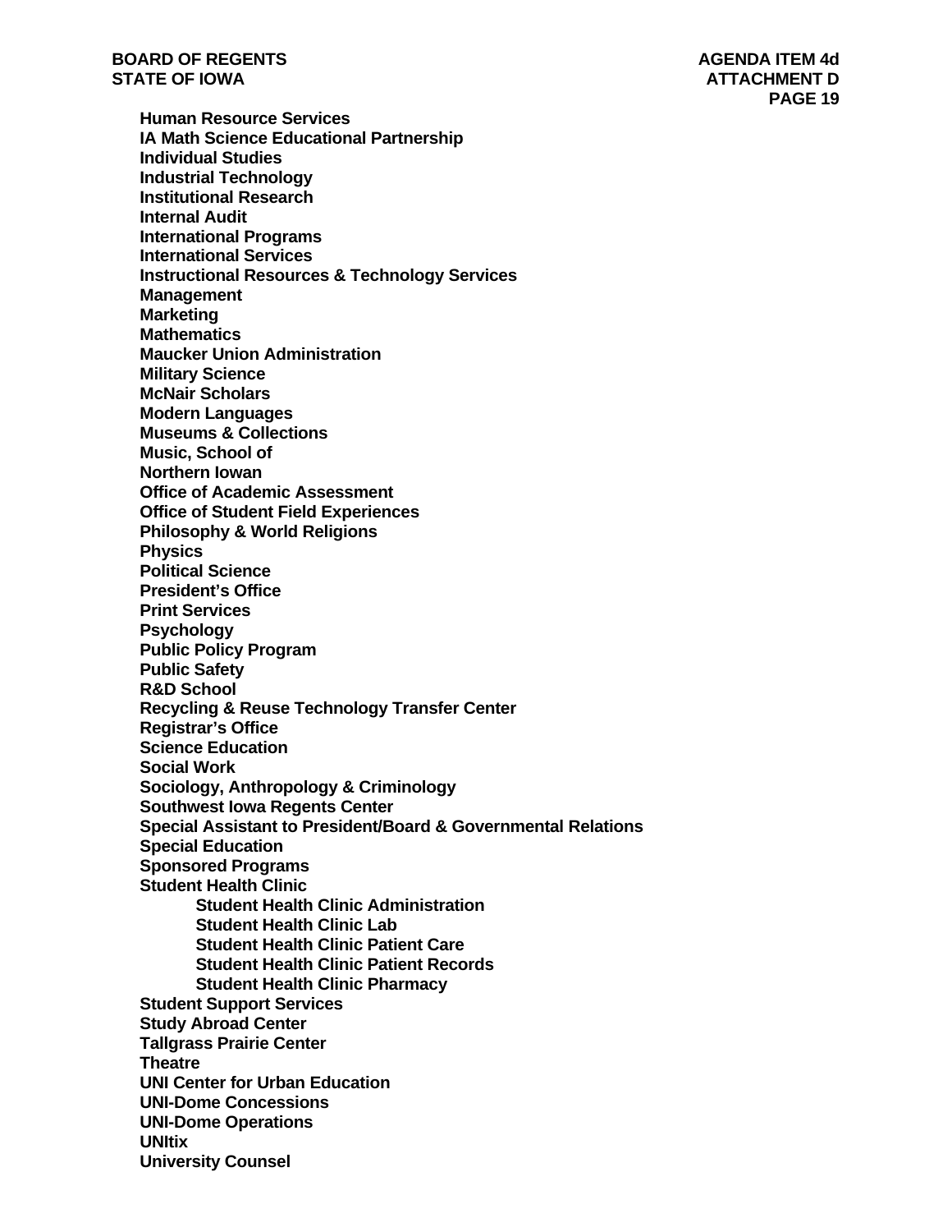**Human Resource Services**
**IA Math Science Educational Partnership**
**Individual Studies**
**Industrial Technology**
**Institutional Research**
**Internal Audit**
**International Programs**
**International Services**
**Instructional Resources & Technology Services**
**Management**
**Marketing**
**Mathematics**
**Maucker Union Administration**
**Military Science**
**McNair Scholars**
**Modern Languages**
**Museums & Collections**
**Music, School of**
**Northern Iowan**
**Office of Academic Assessment**
**Office of Student Field Experiences**
**Philosophy & World Religions**
**Physics**
**Political Science**
**President's Office**
**Print Services**
**Psychology**
**Public Policy Program**
**Public Safety**
**R&D School**
**Recycling & Reuse Technology Transfer Center**
**Registrar's Office**
**Science Education**
**Social Work**
**Sociology, Anthropology & Criminology**
**Southwest Iowa Regents Center**
**Special Assistant to President/Board & Governmental Relations**
**Special Education**
**Sponsored Programs**
**Student Health Clinic**
- **Student Health Clinic Administration**
- **Student Health Clinic Lab**
- **Student Health Clinic Patient Care**
- **Student Health Clinic Patient Records**
- **Student Health Clinic Pharmacy**

**Student Support Services**
**Study Abroad Center**
**Tallgrass Prairie Center**
**Theatre**
**UNI Center for Urban Education**
**UNI-Dome Concessions**
**UNI-Dome Operations**
**UNItix**
**University Counsel**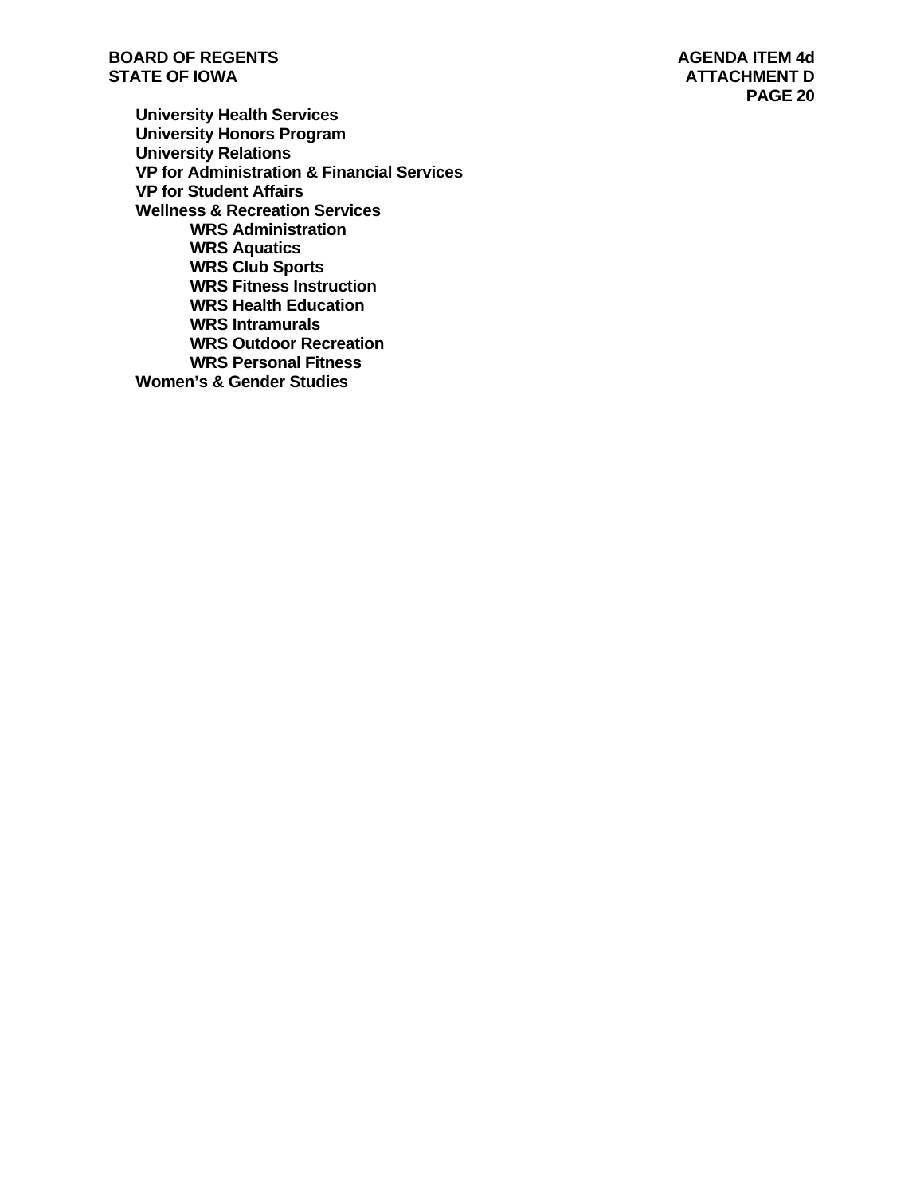- **University Health Services**
- **University Honors Program**
- **University Relations**
- **VP for Administration & Financial Services**
- **VP for Student Affairs**
- **Wellness & Recreation Services**
    - **WRS Administration**
    - **WRS Aquatics**
    - **WRS Club Sports**
    - **WRS Fitness Instruction**
    - **WRS Health Education**
    - **WRS Intramurals**
    - **WRS Outdoor Recreation**
    - **WRS Personal Fitness**
- **Women's & Gender Studies**